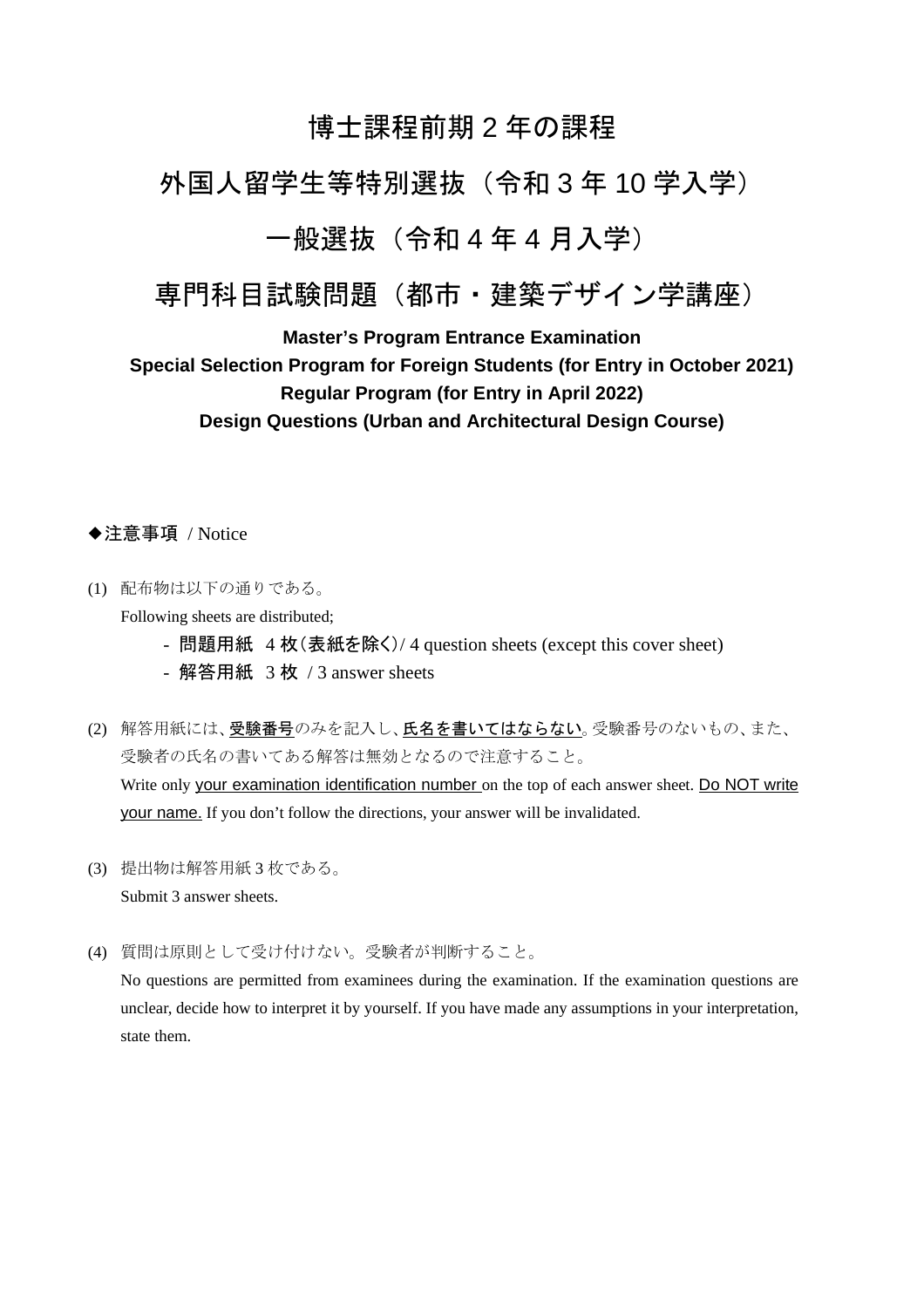# 博士課程前期 2 年の課程

# 外国人留学生等特別選抜（令和 3 年 10 学入学）

# 一般選抜（令和 4 年 4 月入学）

# 専門科目試験問題（都市・建築デザイン学講座）

**Master's Program Entrance Examination**
**Special Selection Program for Foreign Students (for Entry in October 2021)**
**Regular Program (for Entry in April 2022)**
**Design Questions (Urban and Architectural Design Course)**

◆注意事項 / Notice

(1) 配布物は以下の通りである。
Following sheets are distributed;
- 問題用紙 4 枚（表紙を除く）/ 4 question sheets (except this cover sheet)
- 解答用紙 3 枚 / 3 answer sheets

(2) 解答用紙には、受験番号のみを記入し、氏名を書いてはならない。受験番号のないもの、また、受験者の氏名の書いてある解答は無効となるので注意すること。
Write only your examination identification number on the top of each answer sheet. Do NOT write your name. If you don't follow the directions, your answer will be invalidated.

(3) 提出物は解答用紙 3 枚である。
Submit 3 answer sheets.

(4) 質問は原則として受け付けない。受験者が判断すること。
No questions are permitted from examinees during the examination. If the examination questions are unclear, decide how to interpret it by yourself. If you have made any assumptions in your interpretation, state them.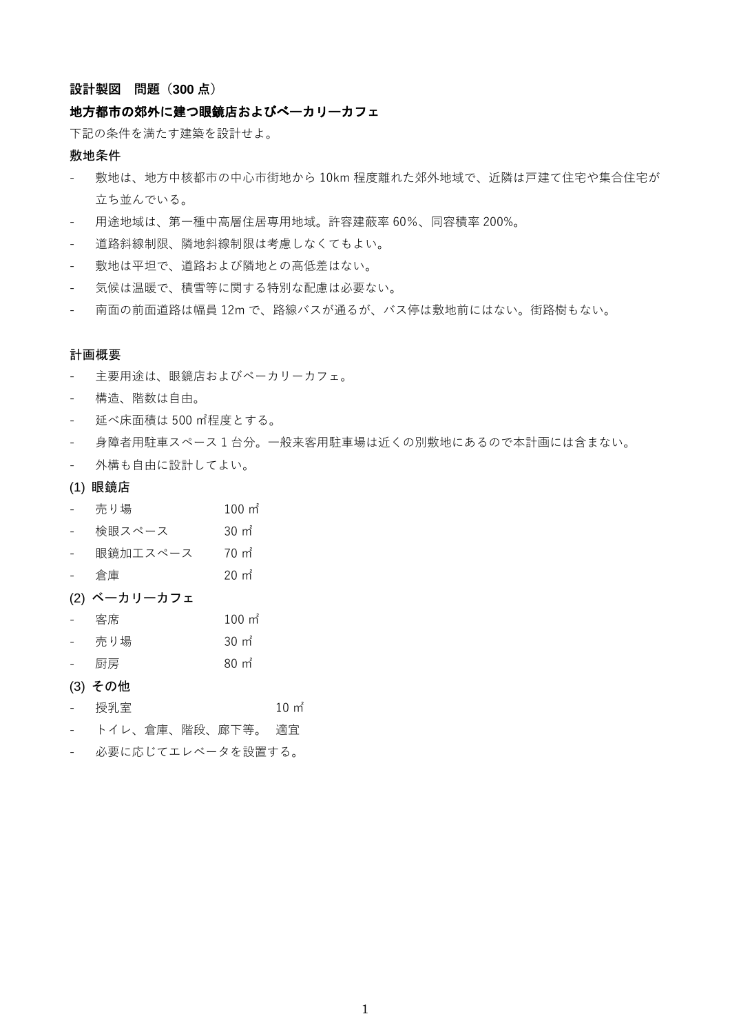**設計製図　問題（300 点）**

**地方都市の郊外に建つ眼鏡店およびベーカリーカフェ**

下記の条件を満たす建築を設計せよ。

**敷地条件**

- 敷地は、地方中核都市の中心市街地から 10km 程度離れた郊外地域で、近隣は戸建て住宅や集合住宅が立ち並んでいる。
- 用途地域は、第一種中高層住居専用地域。許容建蔽率 60%、同容積率 200%。
- 道路斜線制限、隣地斜線制限は考慮しなくてもよい。
- 敷地は平坦で、道路および隣地との高低差はない。
- 気候は温暖で、積雪等に関する特別な配慮は必要ない。
- 南面の前面道路は幅員 12m で、路線バスが通るが、バス停は敷地前にはない。街路樹もない。

**計画概要**

- 主要用途は、眼鏡店およびベーカリーカフェ。
- 構造、階数は自由。
- 延べ床面積は 500 ㎡程度とする。
- 身障者用駐車スペース 1 台分。一般来客用駐車場は近くの別敷地にあるので本計画には含まない。
- 外構も自由に設計してよい。

**(1) 眼鏡店**

- 売り場　100 ㎡
- 検眼スペース　30 ㎡
- 眼鏡加工スペース　70 ㎡
- 倉庫　20 ㎡

**(2) ベーカリーカフェ**

- 客席　100 ㎡
- 売り場　30 ㎡
- 厨房　80 ㎡

**(3) その他**

- 授乳室　10 ㎡
- トイレ、倉庫、階段、廊下等。　適宜
- 必要に応じてエレベータを設置する。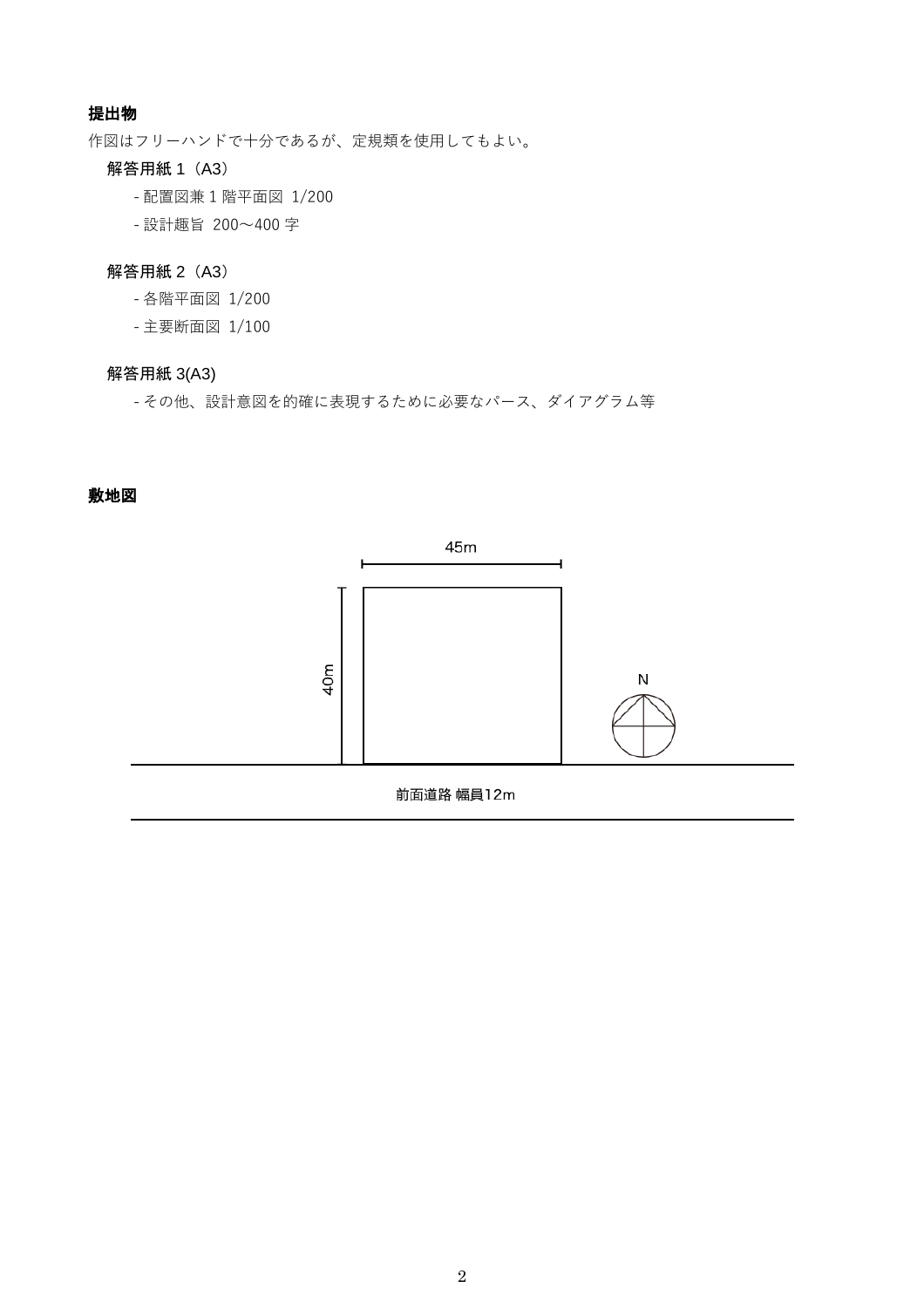### 提出物

作図はフリーハンドで十分であるが、定規類を使用してもよい。

解答用紙 1（A3）

- 配置図兼 1 階平面図 1/200
- 設計趣旨 200〜400 字

解答用紙 2（A3）

- 各階平面図 1/200
- 主要断面図 1/100

解答用紙 3(A3)

- その他、設計意図を的確に表現するために必要なパース、ダイアグラム等

### 敷地図

45m

40m

N

前面道路 幅員12m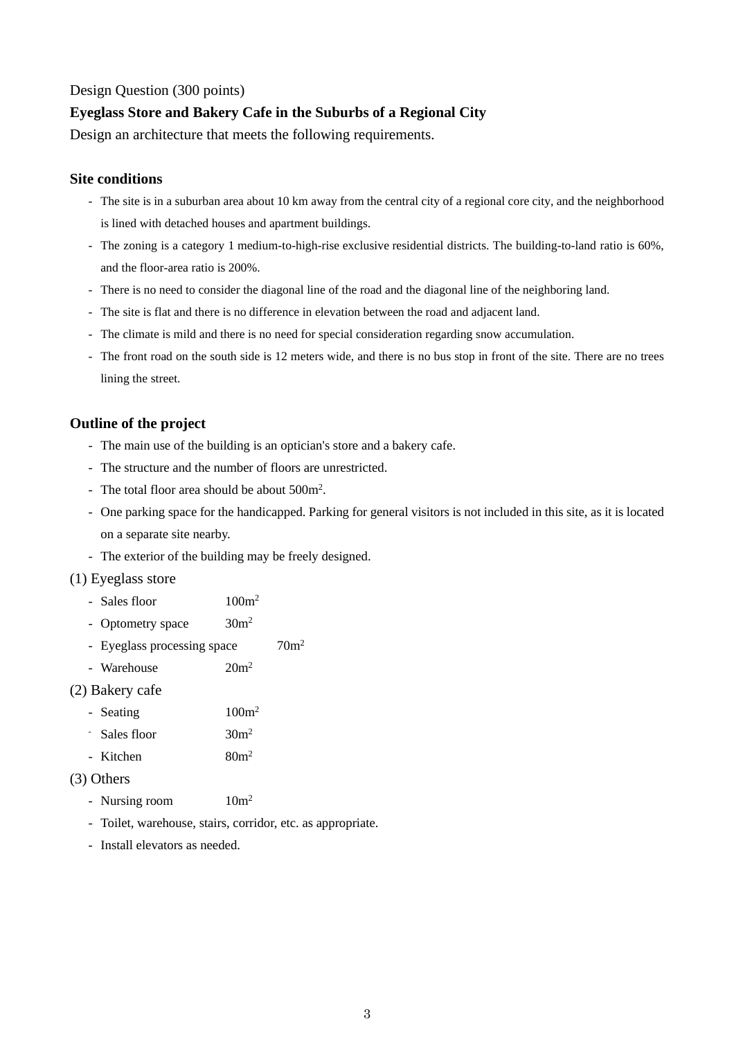Design Question (300 points)

**Eyeglass Store and Bakery Cafe in the Suburbs of a Regional City**

Design an architecture that meets the following requirements.

### Site conditions

- The site is in a suburban area about 10 km away from the central city of a regional core city, and the neighborhood is lined with detached houses and apartment buildings.
- The zoning is a category 1 medium-to-high-rise exclusive residential districts. The building-to-land ratio is 60%, and the floor-area ratio is 200%.
- There is no need to consider the diagonal line of the road and the diagonal line of the neighboring land.
- The site is flat and there is no difference in elevation between the road and adjacent land.
- The climate is mild and there is no need for special consideration regarding snow accumulation.
- The front road on the south side is 12 meters wide, and there is no bus stop in front of the site. There are no trees lining the street.

### Outline of the project

- The main use of the building is an optician's store and a bakery cafe.
- The structure and the number of floors are unrestricted.
- The total floor area should be about 500m$^2$.
- One parking space for the handicapped. Parking for general visitors is not included in this site, as it is located on a separate site nearby.
- The exterior of the building may be freely designed.

(1) Eyeglass store

- Sales floor 100m$^2$
- Optometry space 30m$^2$
- Eyeglass processing space 70m$^2$
- Warehouse 20m$^2$

(2) Bakery cafe

- Seating 100m$^2$
- Sales floor 30m$^2$
- Kitchen 80m$^2$

(3) Others

- Nursing room 10m$^2$
- Toilet, warehouse, stairs, corridor, etc. as appropriate.
- Install elevators as needed.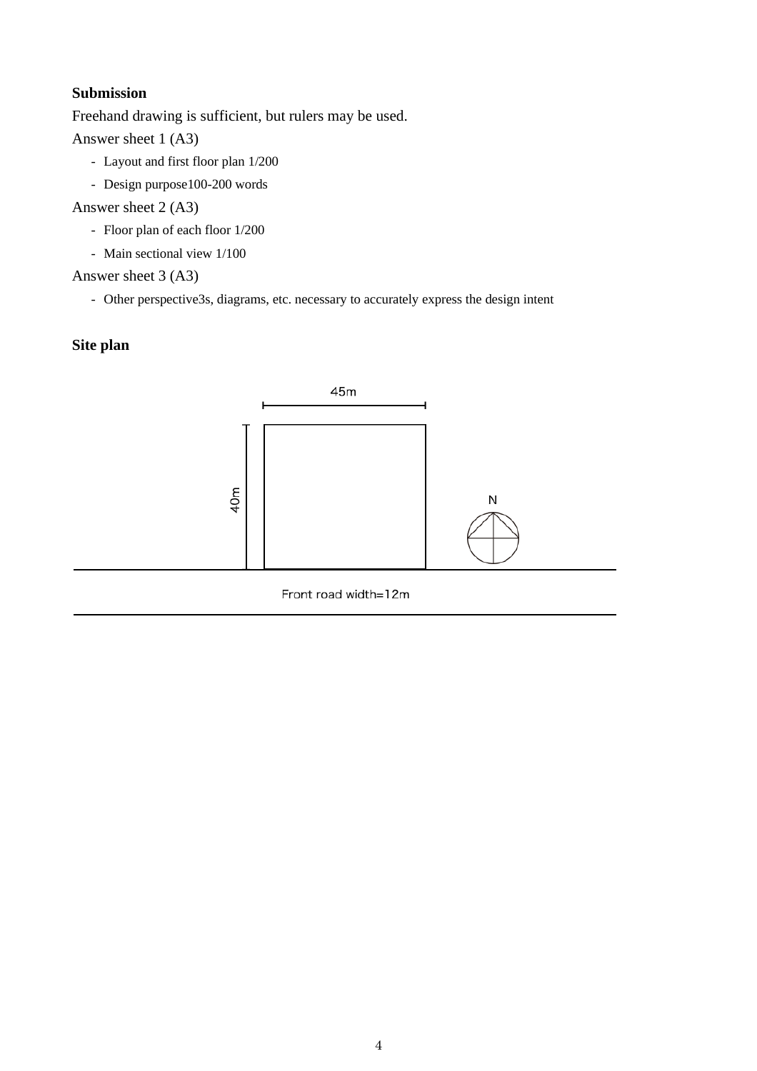**Submission**

Freehand drawing is sufficient, but rulers may be used.

Answer sheet 1 (A3)

- Layout and first floor plan 1/200
- Design purpose100-200 words

Answer sheet 2 (A3)

- Floor plan of each floor 1/200
- Main sectional view 1/100

Answer sheet 3 (A3)

- Other perspective3s, diagrams, etc. necessary to accurately express the design intent

**Site plan**

45m

40m

N

Front road width=12m